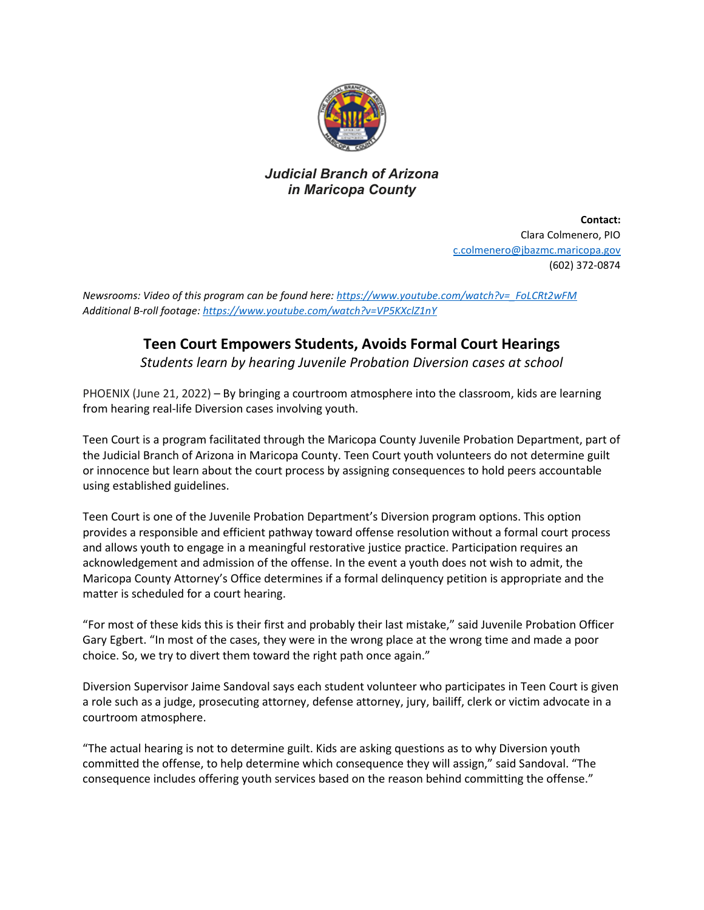*Judicial Branch of Arizona*
*in Maricopa County*

**Contact:**
Clara Colmenero, PIO
c.colmenero@jbazmc.maricopa.gov
(602) 372-0874

*Newsrooms: Video of this program can be found here: https://www.youtube.com/watch?v=_FoLCRt2wFM*
*Additional B-roll footage: https://www.youtube.com/watch?v=VP5KXclZ1nY*

# Teen Court Empowers Students, Avoids Formal Court Hearings

*Students learn by hearing Juvenile Probation Diversion cases at school*

PHOENIX (June 21, 2022) – By bringing a courtroom atmosphere into the classroom, kids are learning from hearing real-life Diversion cases involving youth.

Teen Court is a program facilitated through the Maricopa County Juvenile Probation Department, part of the Judicial Branch of Arizona in Maricopa County. Teen Court youth volunteers do not determine guilt or innocence but learn about the court process by assigning consequences to hold peers accountable using established guidelines.

Teen Court is one of the Juvenile Probation Department's Diversion program options. This option provides a responsible and efficient pathway toward offense resolution without a formal court process and allows youth to engage in a meaningful restorative justice practice. Participation requires an acknowledgement and admission of the offense. In the event a youth does not wish to admit, the Maricopa County Attorney's Office determines if a formal delinquency petition is appropriate and the matter is scheduled for a court hearing.

"For most of these kids this is their first and probably their last mistake," said Juvenile Probation Officer Gary Egbert. "In most of the cases, they were in the wrong place at the wrong time and made a poor choice. So, we try to divert them toward the right path once again."

Diversion Supervisor Jaime Sandoval says each student volunteer who participates in Teen Court is given a role such as a judge, prosecuting attorney, defense attorney, jury, bailiff, clerk or victim advocate in a courtroom atmosphere.

"The actual hearing is not to determine guilt. Kids are asking questions as to why Diversion youth committed the offense, to help determine which consequence they will assign," said Sandoval. "The consequence includes offering youth services based on the reason behind committing the offense."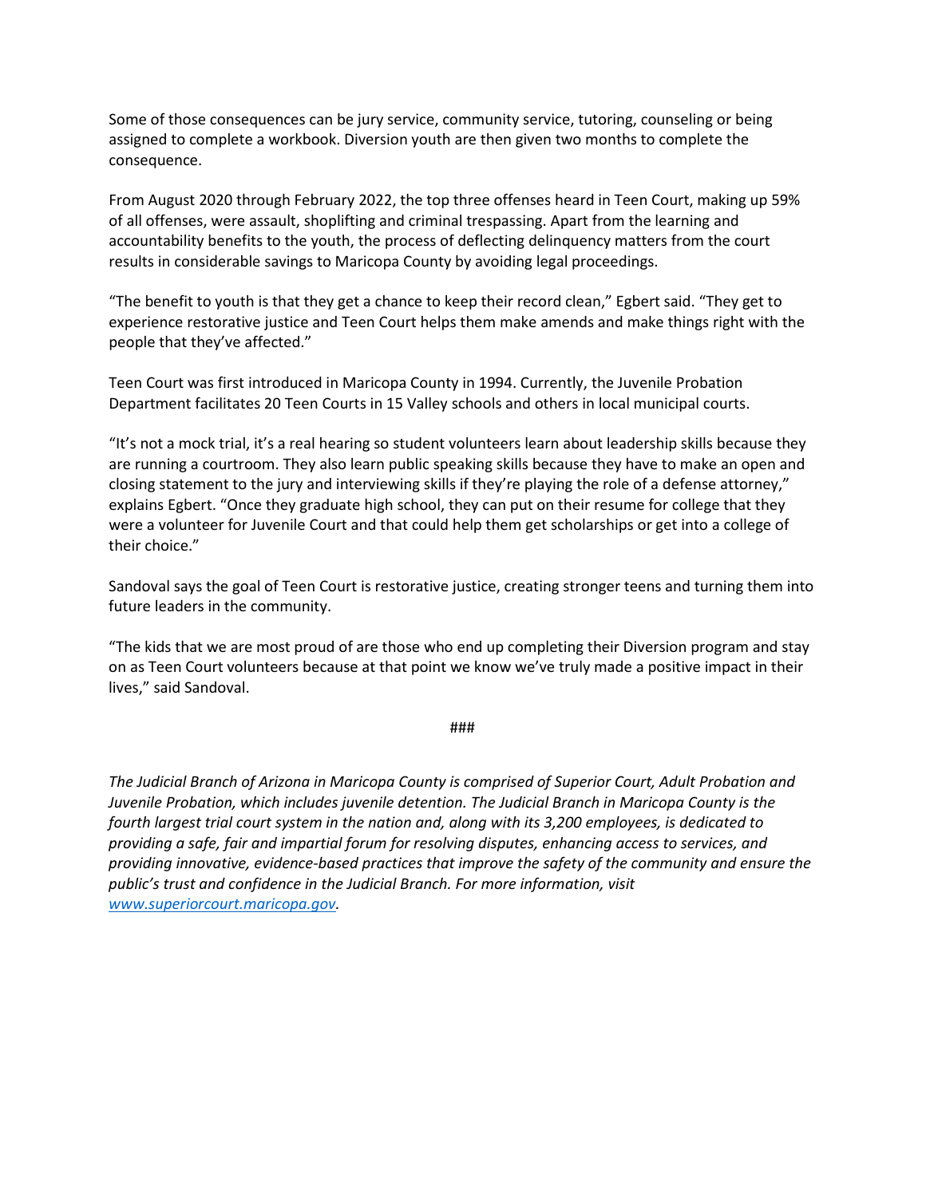Some of those consequences can be jury service, community service, tutoring, counseling or being assigned to complete a workbook. Diversion youth are then given two months to complete the consequence.

From August 2020 through February 2022, the top three offenses heard in Teen Court, making up 59% of all offenses, were assault, shoplifting and criminal trespassing. Apart from the learning and accountability benefits to the youth, the process of deflecting delinquency matters from the court results in considerable savings to Maricopa County by avoiding legal proceedings.

"The benefit to youth is that they get a chance to keep their record clean," Egbert said. "They get to experience restorative justice and Teen Court helps them make amends and make things right with the people that they've affected."

Teen Court was first introduced in Maricopa County in 1994. Currently, the Juvenile Probation Department facilitates 20 Teen Courts in 15 Valley schools and others in local municipal courts.

"It's not a mock trial, it's a real hearing so student volunteers learn about leadership skills because they are running a courtroom. They also learn public speaking skills because they have to make an open and closing statement to the jury and interviewing skills if they're playing the role of a defense attorney," explains Egbert. "Once they graduate high school, they can put on their resume for college that they were a volunteer for Juvenile Court and that could help them get scholarships or get into a college of their choice."

Sandoval says the goal of Teen Court is restorative justice, creating stronger teens and turning them into future leaders in the community.

"The kids that we are most proud of are those who end up completing their Diversion program and stay on as Teen Court volunteers because at that point we know we've truly made a positive impact in their lives," said Sandoval.

###

*The Judicial Branch of Arizona in Maricopa County is comprised of Superior Court, Adult Probation and Juvenile Probation, which includes juvenile detention. The Judicial Branch in Maricopa County is the fourth largest trial court system in the nation and, along with its 3,200 employees, is dedicated to providing a safe, fair and impartial forum for resolving disputes, enhancing access to services, and providing innovative, evidence-based practices that improve the safety of the community and ensure the public's trust and confidence in the Judicial Branch. For more information, visit [www.superiorcourt.maricopa.gov](http://www.superiorcourt.maricopa.gov).*